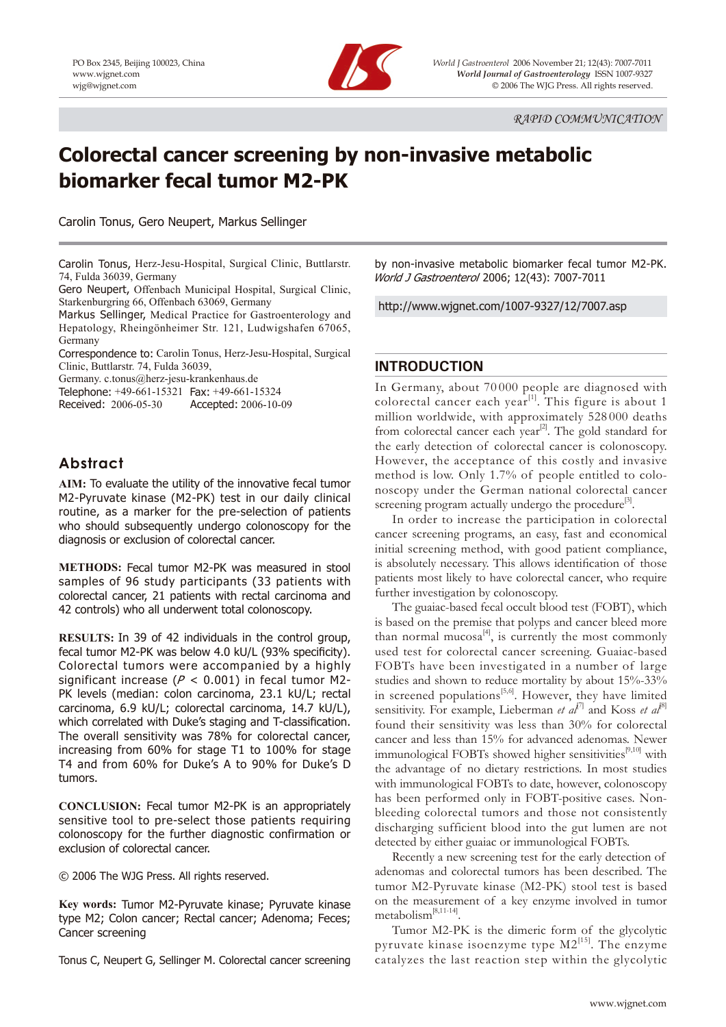RAPID COMMUNICATION

# Colorectal cancer screening by non-invasive metabolic biomarker fecal tumor M2-PK

Carolin Tonus, Gero Neupert, Markus Sellinger

Carolin Tonus, Herz-Jesu-Hospital, Surgical Clinic, Buttlarstr. 74, Fulda 36039, Germany
Gero Neupert, Offenbach Municipal Hospital, Surgical Clinic, Starkenburgring 66, Offenbach 63069, Germany
Markus Sellinger, Medical Practice for Gastroenterology and Hepatology, Rheingönheimer Str. 121, Ludwigshafen 67065, Germany
Correspondence to: Carolin Tonus, Herz-Jesu-Hospital, Surgical Clinic, Buttlarstr. 74, Fulda 36039, Germany. c.tonus@herz-jesu-krankenhaus.de
Telephone: +49-661-15321 Fax: +49-661-15324
Received: 2006-05-30 Accepted: 2006-10-09

## Abstract

**AIM:** To evaluate the utility of the innovative fecal tumor M2-Pyruvate kinase (M2-PK) test in our daily clinical routine, as a marker for the pre-selection of patients who should subsequently undergo colonoscopy for the diagnosis or exclusion of colorectal cancer.

**METHODS:** Fecal tumor M2-PK was measured in stool samples of 96 study participants (33 patients with colorectal cancer, 21 patients with rectal carcinoma and 42 controls) who all underwent total colonoscopy.

**RESULTS:** In 39 of 42 individuals in the control group, fecal tumor M2-PK was below 4.0 kU/L (93% specificity). Colorectal tumors were accompanied by a highly significant increase ($P < 0.001$) in fecal tumor M2-PK levels (median: colon carcinoma, 23.1 kU/L; rectal carcinoma, 6.9 kU/L; colorectal carcinoma, 14.7 kU/L), which correlated with Duke's staging and T-classification. The overall sensitivity was 78% for colorectal cancer, increasing from 60% for stage T1 to 100% for stage T4 and from 60% for Duke's A to 90% for Duke's D tumors.

**CONCLUSION:** Fecal tumor M2-PK is an appropriately sensitive tool to pre-select those patients requiring colonoscopy for the further diagnostic confirmation or exclusion of colorectal cancer.

© 2006 The WJG Press. All rights reserved.

**Key words:** Tumor M2-Pyruvate kinase; Pyruvate kinase type M2; Colon cancer; Rectal cancer; Adenoma; Feces; Cancer screening

Tonus C, Neupert G, Sellinger M. Colorectal cancer screening by non-invasive metabolic biomarker fecal tumor M2-PK. *World J Gastroenterol* 2006; 12(43): 7007-7011

http://www.wjgnet.com/1007-9327/12/7007.asp

## INTRODUCTION

In Germany, about 70 000 people are diagnosed with colorectal cancer each year[1]. This figure is about 1 million worldwide, with approximately 528 000 deaths from colorectal cancer each year[2]. The gold standard for the early detection of colorectal cancer is colonoscopy. However, the acceptance of this costly and invasive method is low. Only 1.7% of people entitled to colonoscopy under the German national colorectal cancer screening program actually undergo the procedure[3].

In order to increase the participation in colorectal cancer screening programs, an easy, fast and economical initial screening method, with good patient compliance, is absolutely necessary. This allows identification of those patients most likely to have colorectal cancer, who require further investigation by colonoscopy.

The guaiac-based fecal occult blood test (FOBT), which is based on the premise that polyps and cancer bleed more than normal mucosa[4], is currently the most commonly used test for colorectal cancer screening. Guaiac-based FOBTs have been investigated in a number of large studies and shown to reduce mortality by about 15%-33% in screened populations[5,6]. However, they have limited sensitivity. For example, Lieberman *et al*[7] and Koss *et al*[8] found their sensitivity was less than 30% for colorectal cancer and less than 15% for advanced adenomas. Newer immunological FOBTs showed higher sensitivities[9,10] with the advantage of no dietary restrictions. In most studies with immunological FOBTs to date, however, colonoscopy has been performed only in FOBT-positive cases. Non-bleeding colorectal tumors and those not consistently discharging sufficient blood into the gut lumen are not detected by either guaiac or immunological FOBTs.

Recently a new screening test for the early detection of adenomas and colorectal tumors has been described. The tumor M2-Pyruvate kinase (M2-PK) stool test is based on the measurement of a key enzyme involved in tumor metabolism[8,11-14].

Tumor M2-PK is the dimeric form of the glycolytic pyruvate kinase isoenzyme type M2[15]. The enzyme catalyzes the last reaction step within the glycolytic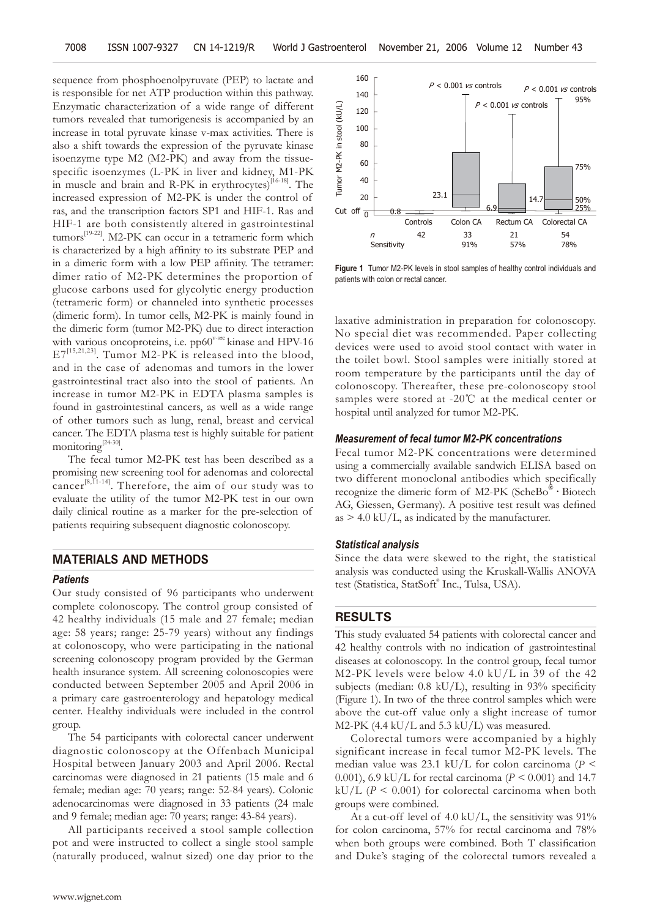sequence from phosphoenolpyruvate (PEP) to lactate and is responsible for net ATP production within this pathway. Enzymatic characterization of a wide range of different tumors revealed that tumorigenesis is accompanied by an increase in total pyruvate kinase v-max activities. There is also a shift towards the expression of the pyruvate kinase isoenzyme type M2 (M2-PK) and away from the tissue-specific isoenzymes (L-PK in liver and kidney, M1-PK in muscle and brain and R-PK in erythrocytes)[16-18]. The increased expression of M2-PK is under the control of ras, and the transcription factors SP1 and HIF-1. Ras and HIF-1 are both consistently altered in gastrointestinal tumors[19-22]. M2-PK can occur in a tetrameric form which is characterized by a high affinity to its substrate PEP and in a dimeric form with a low PEP affinity. The tetramer: dimer ratio of M2-PK determines the proportion of glucose carbons used for glycolytic energy production (tetrameric form) or channeled into synthetic processes (dimeric form). In tumor cells, M2-PK is mainly found in the dimeric form (tumor M2-PK) due to direct interaction with various oncoproteins, i.e. pp60$^{v\text{-}src}$ kinase and HPV-16 E7[15,21,23]. Tumor M2-PK is released into the blood, and in the case of adenomas and tumors in the lower gastrointestinal tract also into the stool of patients. An increase in tumor M2-PK in EDTA plasma samples is found in gastrointestinal cancers, as well as a wide range of other tumors such as lung, renal, breast and cervical cancer. The EDTA plasma test is highly suitable for patient monitoring[24-30].

The fecal tumor M2-PK test has been described as a promising new screening tool for adenomas and colorectal cancer[8,11-14]. Therefore, the aim of our study was to evaluate the utility of the tumor M2-PK test in our own daily clinical routine as a marker for the pre-selection of patients requiring subsequent diagnostic colonoscopy.

## MATERIALS AND METHODS

### Patients

Our study consisted of 96 participants who underwent complete colonoscopy. The control group consisted of 42 healthy individuals (15 male and 27 female; median age: 58 years; range: 25-79 years) without any findings at colonoscopy, who were participating in the national screening colonoscopy program provided by the German health insurance system. All screening colonoscopies were conducted between September 2005 and April 2006 in a primary care gastroenterology and hepatology medical center. Healthy individuals were included in the control group.

The 54 participants with colorectal cancer underwent diagnostic colonoscopy at the Offenbach Municipal Hospital between January 2003 and April 2006. Rectal carcinomas were diagnosed in 21 patients (15 male and 6 female; median age: 70 years; range: 52-84 years). Colonic adenocarcinomas were diagnosed in 33 patients (24 male and 9 female; median age: 70 years; range: 43-84 years).

All participants received a stool sample collection pot and were instructed to collect a single stool sample (naturally produced, walnut sized) one day prior to the laxative administration in preparation for colonoscopy. No special diet was recommended. Paper collecting devices were used to avoid stool contact with water in the toilet bowl. Stool samples were initially stored at room temperature by the participants until the day of colonoscopy. Thereafter, these pre-colonoscopy stool samples were stored at -20℃ at the medical center or hospital until analyzed for tumor M2-PK.

**Figure 1** Tumor M2-PK levels in stool samples of healthy control individuals and patients with colon or rectal cancer.

### Measurement of fecal tumor M2-PK concentrations

Fecal tumor M2-PK concentrations were determined using a commercially available sandwich ELISA based on two different monoclonal antibodies which specifically recognize the dimeric form of M2-PK (ScheBo® · Biotech AG, Giessen, Germany). A positive test result was defined as > 4.0 kU/L, as indicated by the manufacturer.

### Statistical analysis

Since the data were skewed to the right, the statistical analysis was conducted using the Kruskall-Wallis ANOVA test (Statistica, StatSoft® Inc., Tulsa, USA).

## RESULTS

This study evaluated 54 patients with colorectal cancer and 42 healthy controls with no indication of gastrointestinal diseases at colonoscopy. In the control group, fecal tumor M2-PK levels were below 4.0 kU/L in 39 of the 42 subjects (median: 0.8 kU/L), resulting in 93% specificity (Figure 1). In two of the three control samples which were above the cut-off value only a slight increase of tumor M2-PK (4.4 kU/L and 5.3 kU/L) was measured.

Colorectal tumors were accompanied by a highly significant increase in fecal tumor M2-PK levels. The median value was 23.1 kU/L for colon carcinoma ($P$ < 0.001), 6.9 kU/L for rectal carcinoma ($P$ < 0.001) and 14.7 kU/L ($P$ < 0.001) for colorectal carcinoma when both groups were combined.

At a cut-off level of 4.0 kU/L, the sensitivity was 91% for colon carcinoma, 57% for rectal carcinoma and 78% when both groups were combined. Both T classification and Duke's staging of the colorectal tumors revealed a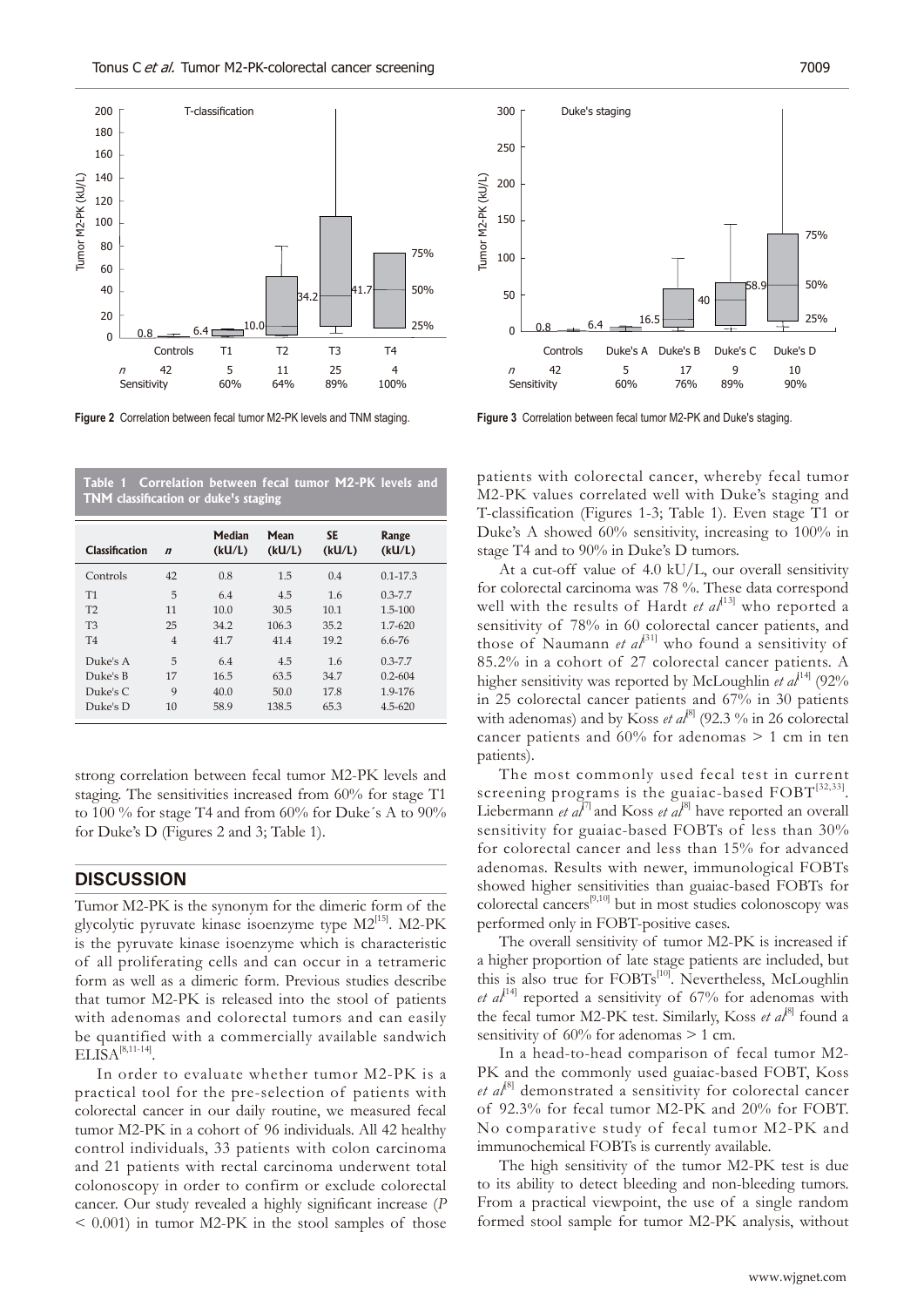Figure 2 Correlation between fecal tumor M2-PK levels and TNM staging.

Figure 3 Correlation between fecal tumor M2-PK and Duke's staging.

**Table 1 Correlation between fecal tumor M2-PK levels and TNM classification or duke's staging**

| Classification | *n* | Median (kU/L) | Mean (kU/L) | SE (kU/L) | Range (kU/L) |
|---|---|---|---|---|---|
| Controls | 42 | 0.8 | 1.5 | 0.4 | 0.1-17.3 |
| T1 | 5 | 6.4 | 4.5 | 1.6 | 0.3-7.7 |
| T2 | 11 | 10.0 | 30.5 | 10.1 | 1.5-100 |
| T3 | 25 | 34.2 | 106.3 | 35.2 | 1.7-620 |
| T4 | 4 | 41.7 | 41.4 | 19.2 | 6.6-76 |
| Duke's A | 5 | 6.4 | 4.5 | 1.6 | 0.3-7.7 |
| Duke's B | 17 | 16.5 | 63.5 | 34.7 | 0.2-604 |
| Duke's C | 9 | 40.0 | 50.0 | 17.8 | 1.9-176 |
| Duke's D | 10 | 58.9 | 138.5 | 65.3 | 4.5-620 |

strong correlation between fecal tumor M2-PK levels and staging. The sensitivities increased from 60% for stage T1 to 100 % for stage T4 and from 60% for Duke´s A to 90% for Duke's D (Figures 2 and 3; Table 1).

## DISCUSSION

Tumor M2-PK is the synonym for the dimeric form of the glycolytic pyruvate kinase isoenzyme type M2[15]. M2-PK is the pyruvate kinase isoenzyme which is characteristic of all proliferating cells and can occur in a tetrameric form as well as a dimeric form. Previous studies describe that tumor M2-PK is released into the stool of patients with adenomas and colorectal tumors and can easily be quantified with a commercially available sandwich ELISA[8,11-14].

In order to evaluate whether tumor M2-PK is a practical tool for the pre-selection of patients with colorectal cancer in our daily routine, we measured fecal tumor M2-PK in a cohort of 96 individuals. All 42 healthy control individuals, 33 patients with colon carcinoma and 21 patients with rectal carcinoma underwent total colonoscopy in order to confirm or exclude colorectal cancer. Our study revealed a highly significant increase ($P < 0.001$) in tumor M2-PK in the stool samples of those patients with colorectal cancer, whereby fecal tumor M2-PK values correlated well with Duke's staging and T-classification (Figures 1-3; Table 1). Even stage T1 or Duke's A showed 60% sensitivity, increasing to 100% in stage T4 and to 90% in Duke's D tumors.

At a cut-off value of 4.0 kU/L, our overall sensitivity for colorectal carcinoma was 78 %. These data correspond well with the results of Hardt *et al*[13] who reported a sensitivity of 78% in 60 colorectal cancer patients, and those of Naumann *et al*[31] who found a sensitivity of 85.2% in a cohort of 27 colorectal cancer patients. A higher sensitivity was reported by McLoughlin *et al*[14] (92% in 25 colorectal cancer patients and 67% in 30 patients with adenomas) and by Koss *et al*[8] (92.3 % in 26 colorectal cancer patients and 60% for adenomas > 1 cm in ten patients).

The most commonly used fecal test in current screening programs is the guaiac-based FOBT[32,33]. Liebermann *et al*[7] and Koss *et al*[8] have reported an overall sensitivity for guaiac-based FOBTs of less than 30% for colorectal cancer and less than 15% for advanced adenomas. Results with newer, immunological FOBTs showed higher sensitivities than guaiac-based FOBTs for colorectal cancers[9,10] but in most studies colonoscopy was performed only in FOBT-positive cases.

The overall sensitivity of tumor M2-PK is increased if a higher proportion of late stage patients are included, but this is also true for FOBTs[10]. Nevertheless, McLoughlin *et al*[14] reported a sensitivity of 67% for adenomas with the fecal tumor M2-PK test. Similarly, Koss *et al*[8] found a sensitivity of 60% for adenomas > 1 cm.

In a head-to-head comparison of fecal tumor M2-PK and the commonly used guaiac-based FOBT, Koss *et al*[8] demonstrated a sensitivity for colorectal cancer of 92.3% for fecal tumor M2-PK and 20% for FOBT. No comparative study of fecal tumor M2-PK and immunochemical FOBTs is currently available.

The high sensitivity of the tumor M2-PK test is due to its ability to detect bleeding and non-bleeding tumors. From a practical viewpoint, the use of a single random formed stool sample for tumor M2-PK analysis, without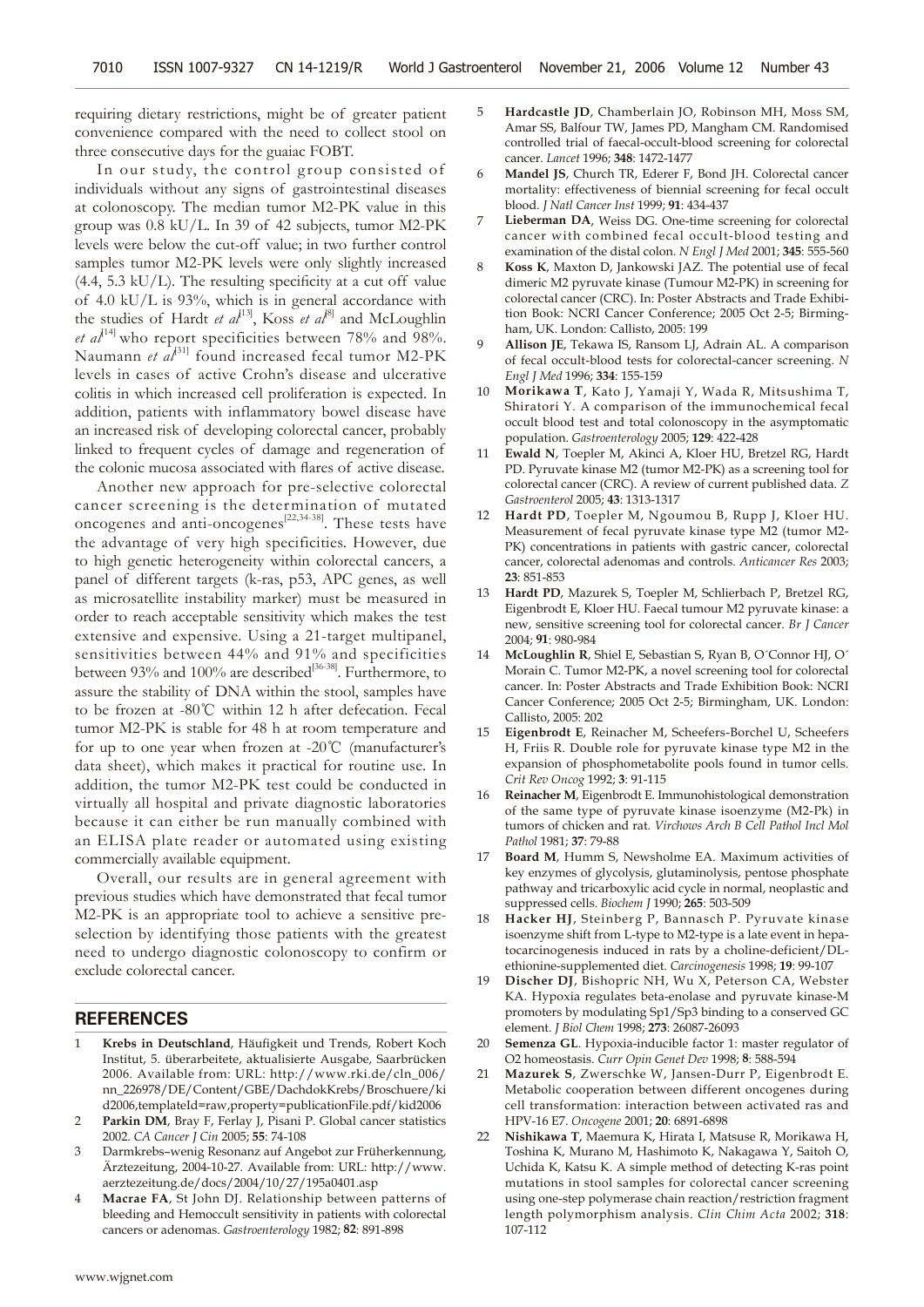requiring dietary restrictions, might be of greater patient convenience compared with the need to collect stool on three consecutive days for the guaiac FOBT.

In our study, the control group consisted of individuals without any signs of gastrointestinal diseases at colonoscopy. The median tumor M2-PK value in this group was 0.8 kU/L. In 39 of 42 subjects, tumor M2-PK levels were below the cut-off value; in two further control samples tumor M2-PK levels were only slightly increased (4.4, 5.3 kU/L). The resulting specificity at a cut off value of 4.0 kU/L is 93%, which is in general accordance with the studies of Hardt *et al*[13], Koss *et al*[8] and McLoughlin *et al*[14] who report specificities between 78% and 98%. Naumann *et al*[31] found increased fecal tumor M2-PK levels in cases of active Crohn's disease and ulcerative colitis in which increased cell proliferation is expected. In addition, patients with inflammatory bowel disease have an increased risk of developing colorectal cancer, probably linked to frequent cycles of damage and regeneration of the colonic mucosa associated with flares of active disease.

Another new approach for pre-selective colorectal cancer screening is the determination of mutated oncogenes and anti-oncogenes[22,34-38]. These tests have the advantage of very high specificities. However, due to high genetic heterogeneity within colorectal cancers, a panel of different targets (k-ras, p53, APC genes, as well as microsatellite instability marker) must be measured in order to reach acceptable sensitivity which makes the test extensive and expensive. Using a 21-target multipanel, sensitivities between 44% and 91% and specificities between 93% and 100% are described[36-38]. Furthermore, to assure the stability of DNA within the stool, samples have to be frozen at -80℃ within 12 h after defecation. Fecal tumor M2-PK is stable for 48 h at room temperature and for up to one year when frozen at -20℃ (manufacturer's data sheet), which makes it practical for routine use. In addition, the tumor M2-PK test could be conducted in virtually all hospital and private diagnostic laboratories because it can either be run manually combined with an ELISA plate reader or automated using existing commercially available equipment.

Overall, our results are in general agreement with previous studies which have demonstrated that fecal tumor M2-PK is an appropriate tool to achieve a sensitive pre-selection by identifying those patients with the greatest need to undergo diagnostic colonoscopy to confirm or exclude colorectal cancer.

## REFERENCES

1. **Krebs in Deutschland**, Häufigkeit und Trends, Robert Koch Institut, 5. überarbeitete, aktualisierte Ausgabe, Saarbrücken 2006. Available from: URL: http://www.rki.de/cln_006/nn_226978/DE/Content/GBE/DachdokKrebs/Broschuere/kid2006,templateId=raw,property=publicationFile.pdf/kid2006
2. **Parkin DM**, Bray F, Ferlay J, Pisani P. Global cancer statistics 2002. *CA Cancer J Cin* 2005; **55**: 74-108
3. Darmkrebs–wenig Resonanz auf Angebot zur Früherkennung, Ärztezeitung, 2004-10-27. Available from: URL: http://www.aerztezeitung.de/docs/2004/10/27/195a0401.asp
4. **Macrae FA**, St John DJ. Relationship between patterns of bleeding and Hemoccult sensitivity in patients with colorectal cancers or adenomas. *Gastroenterology* 1982; **82**: 891-898
5. **Hardcastle JD**, Chamberlain JO, Robinson MH, Moss SM, Amar SS, Balfour TW, James PD, Mangham CM. Randomised controlled trial of faecal-occult-blood screening for colorectal cancer. *Lancet* 1996; **348**: 1472-1477
6. **Mandel JS**, Church TR, Ederer F, Bond JH. Colorectal cancer mortality: effectiveness of biennial screening for fecal occult blood. *J Natl Cancer Inst* 1999; **91**: 434-437
7. **Lieberman DA**, Weiss DG. One-time screening for colorectal cancer with combined fecal occult-blood testing and examination of the distal colon. *N Engl J Med* 2001; **345**: 555-560
8. **Koss K**, Maxton D, Jankowski JAZ. The potential use of fecal dimeric M2 pyruvate kinase (Tumour M2-PK) in screening for colorectal cancer (CRC). In: Poster Abstracts and Trade Exhibition Book: NCRI Cancer Conference; 2005 Oct 2-5; Birmingham, UK. London: Callisto, 2005: 199
9. **Allison JE**, Tekawa IS, Ransom LJ, Adrain AL. A comparison of fecal occult-blood tests for colorectal-cancer screening. *N Engl J Med* 1996; **334**: 155-159
10. **Morikawa T**, Kato J, Yamaji Y, Wada R, Mitsushima T, Shiratori Y. A comparison of the immunochemical fecal occult blood test and total colonoscopy in the asymptomatic population. *Gastroenterology* 2005; **129**: 422-428
11. **Ewald N**, Toepler M, Akinci A, Kloer HU, Bretzel RG, Hardt PD. Pyruvate kinase M2 (tumor M2-PK) as a screening tool for colorectal cancer (CRC). A review of current published data. *Z Gastroenterol* 2005; **43**: 1313-1317
12. **Hardt PD**, Toepler M, Ngoumou B, Rupp J, Kloer HU. Measurement of fecal pyruvate kinase type M2 (tumor M2-PK) concentrations in patients with gastric cancer, colorectal cancer, colorectal adenomas and controls. *Anticancer Res* 2003; **23**: 851-853
13. **Hardt PD**, Mazurek S, Toepler M, Schlierbach P, Bretzel RG, Eigenbrodt E, Kloer HU. Faecal tumour M2 pyruvate kinase: a new, sensitive screening tool for colorectal cancer. *Br J Cancer* 2004; **91**: 980-984
14. **McLoughlin R**, Shiel E, Sebastian S, Ryan B, O´Connor HJ, O´Morain C. Tumor M2-PK, a novel screening tool for colorectal cancer. In: Poster Abstracts and Trade Exhibition Book: NCRI Cancer Conference; 2005 Oct 2-5; Birmingham, UK. London: Callisto, 2005: 202
15. **Eigenbrodt E**, Reinacher M, Scheefers-Borchel U, Scheefers H, Friis R. Double role for pyruvate kinase type M2 in the expansion of phosphometabolite pools found in tumor cells. *Crit Rev Oncog* 1992; **3**: 91-115
16. **Reinacher M**, Eigenbrodt E. Immunohistological demonstration of the same type of pyruvate kinase isoenzyme (M2-Pk) in tumors of chicken and rat. *Virchows Arch B Cell Pathol Incl Mol Pathol* 1981; **37**: 79-88
17. **Board M**, Humm S, Newsholme EA. Maximum activities of key enzymes of glycolysis, glutaminolysis, pentose phosphate pathway and tricarboxylic acid cycle in normal, neoplastic and suppressed cells. *Biochem J* 1990; **265**: 503-509
18. **Hacker HJ**, Steinberg P, Bannasch P. Pyruvate kinase isoenzyme shift from L-type to M2-type is a late event in hepatocarcinogenesis induced in rats by a choline-deficient/DL-ethionine-supplemented diet. *Carcinogenesis* 1998; **19**: 99-107
19. **Discher DJ**, Bishopric NH, Wu X, Peterson CA, Webster KA. Hypoxia regulates beta-enolase and pyruvate kinase-M promoters by modulating Sp1/Sp3 binding to a conserved GC element. *J Biol Chem* 1998; **273**: 26087-26093
20. **Semenza GL**. Hypoxia-inducible factor 1: master regulator of O2 homeostasis. *Curr Opin Genet Dev* 1998; **8**: 588-594
21. **Mazurek S**, Zwerschke W, Jansen-Durr P, Eigenbrodt E. Metabolic cooperation between different oncogenes during cell transformation: interaction between activated ras and HPV-16 E7. *Oncogene* 2001; **20**: 6891-6898
22. **Nishikawa T**, Maemura K, Hirata I, Matsuse R, Morikawa H, Toshina K, Murano M, Hashimoto K, Nakagawa Y, Saitoh O, Uchida K, Katsu K. A simple method of detecting K-ras point mutations in stool samples for colorectal cancer screening using one-step polymerase chain reaction/restriction fragment length polymorphism analysis. *Clin Chim Acta* 2002; **318**: 107-112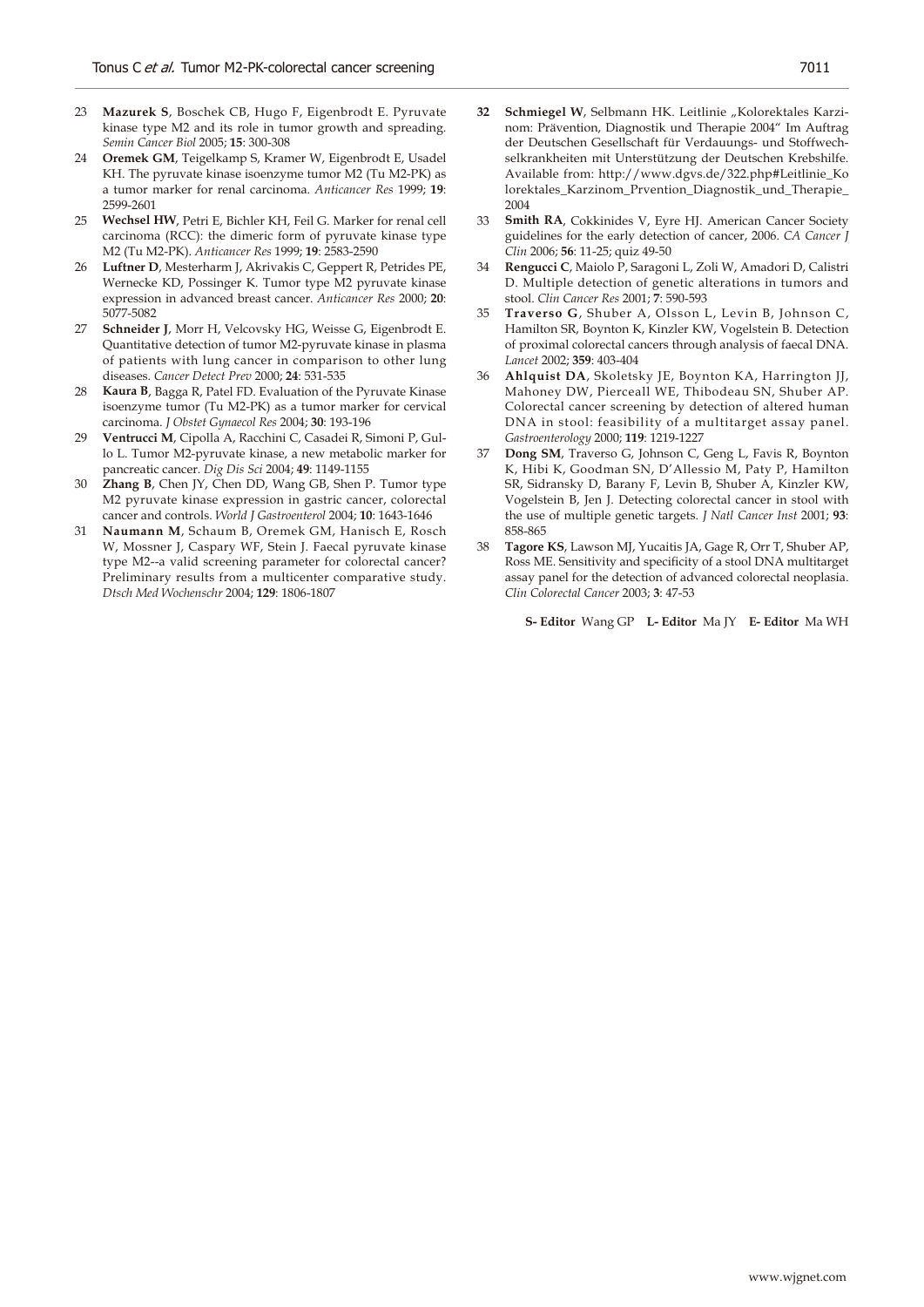23 **Mazurek S**, Boschek CB, Hugo F, Eigenbrodt E. Pyruvate kinase type M2 and its role in tumor growth and spreading. *Semin Cancer Biol* 2005; **15**: 300-308

24 **Oremek GM**, Teigelkamp S, Kramer W, Eigenbrodt E, Usadel KH. The pyruvate kinase isoenzyme tumor M2 (Tu M2-PK) as a tumor marker for renal carcinoma. *Anticancer Res* 1999; **19**: 2599-2601

25 **Wechsel HW**, Petri E, Bichler KH, Feil G. Marker for renal cell carcinoma (RCC): the dimeric form of pyruvate kinase type M2 (Tu M2-PK). *Anticancer Res* 1999; **19**: 2583-2590

26 **Luftner D**, Mesterharm J, Akrivakis C, Geppert R, Petrides PE, Wernecke KD, Possinger K. Tumor type M2 pyruvate kinase expression in advanced breast cancer. *Anticancer Res* 2000; **20**: 5077-5082

27 **Schneider J**, Morr H, Velcovsky HG, Weisse G, Eigenbrodt E. Quantitative detection of tumor M2-pyruvate kinase in plasma of patients with lung cancer in comparison to other lung diseases. *Cancer Detect Prev* 2000; **24**: 531-535

28 **Kaura B**, Bagga R, Patel FD. Evaluation of the Pyruvate Kinase isoenzyme tumor (Tu M2-PK) as a tumor marker for cervical carcinoma. *J Obstet Gynaecol Res* 2004; **30**: 193-196

29 **Ventrucci M**, Cipolla A, Racchini C, Casadei R, Simoni P, Gullo L. Tumor M2-pyruvate kinase, a new metabolic marker for pancreatic cancer. *Dig Dis Sci* 2004; **49**: 1149-1155

30 **Zhang B**, Chen JY, Chen DD, Wang GB, Shen P. Tumor type M2 pyruvate kinase expression in gastric cancer, colorectal cancer and controls. *World J Gastroenterol* 2004; **10**: 1643-1646

31 **Naumann M**, Schaum B, Oremek GM, Hanisch E, Rosch W, Mossner J, Caspary WF, Stein J. Faecal pyruvate kinase type M2--a valid screening parameter for colorectal cancer? Preliminary results from a multicenter comparative study. *Dtsch Med Wochenschr* 2004; **129**: 1806-1807

32 **Schmiegel W**, Selbmann HK. Leitlinie „Kolorektales Karzinom: Prävention, Diagnostik und Therapie 2004" Im Auftrag der Deutschen Gesellschaft für Verdauungs- und Stoffwechselkrankheiten mit Unterstützung der Deutschen Krebshilfe. Available from: http://www.dgvs.de/322.php#Leitlinie_Kolorektales_Karzinom_Prvention_Diagnostik_und_Therapie_2004

33 **Smith RA**, Cokkinides V, Eyre HJ. American Cancer Society guidelines for the early detection of cancer, 2006. *CA Cancer J Clin* 2006; **56**: 11-25; quiz 49-50

34 **Rengucci C**, Maiolo P, Saragoni L, Zoli W, Amadori D, Calistri D. Multiple detection of genetic alterations in tumors and stool. *Clin Cancer Res* 2001; **7**: 590-593

35 **Traverso G**, Shuber A, Olsson L, Levin B, Johnson C, Hamilton SR, Boynton K, Kinzler KW, Vogelstein B. Detection of proximal colorectal cancers through analysis of faecal DNA. *Lancet* 2002; **359**: 403-404

36 **Ahlquist DA**, Skoletsky JE, Boynton KA, Harrington JJ, Mahoney DW, Pierceall WE, Thibodeau SN, Shuber AP. Colorectal cancer screening by detection of altered human DNA in stool: feasibility of a multitarget assay panel. *Gastroenterology* 2000; **119**: 1219-1227

37 **Dong SM**, Traverso G, Johnson C, Geng L, Favis R, Boynton K, Hibi K, Goodman SN, D'Allessio M, Paty P, Hamilton SR, Sidransky D, Barany F, Levin B, Shuber A, Kinzler KW, Vogelstein B, Jen J. Detecting colorectal cancer in stool with the use of multiple genetic targets. *J Natl Cancer Inst* 2001; **93**: 858-865

38 **Tagore KS**, Lawson MJ, Yucaitis JA, Gage R, Orr T, Shuber AP, Ross ME. Sensitivity and specificity of a stool DNA multitarget assay panel for the detection of advanced colorectal neoplasia. *Clin Colorectal Cancer* 2003; **3**: 47-53

**S- Editor** Wang GP **L- Editor** Ma JY **E- Editor** Ma WH